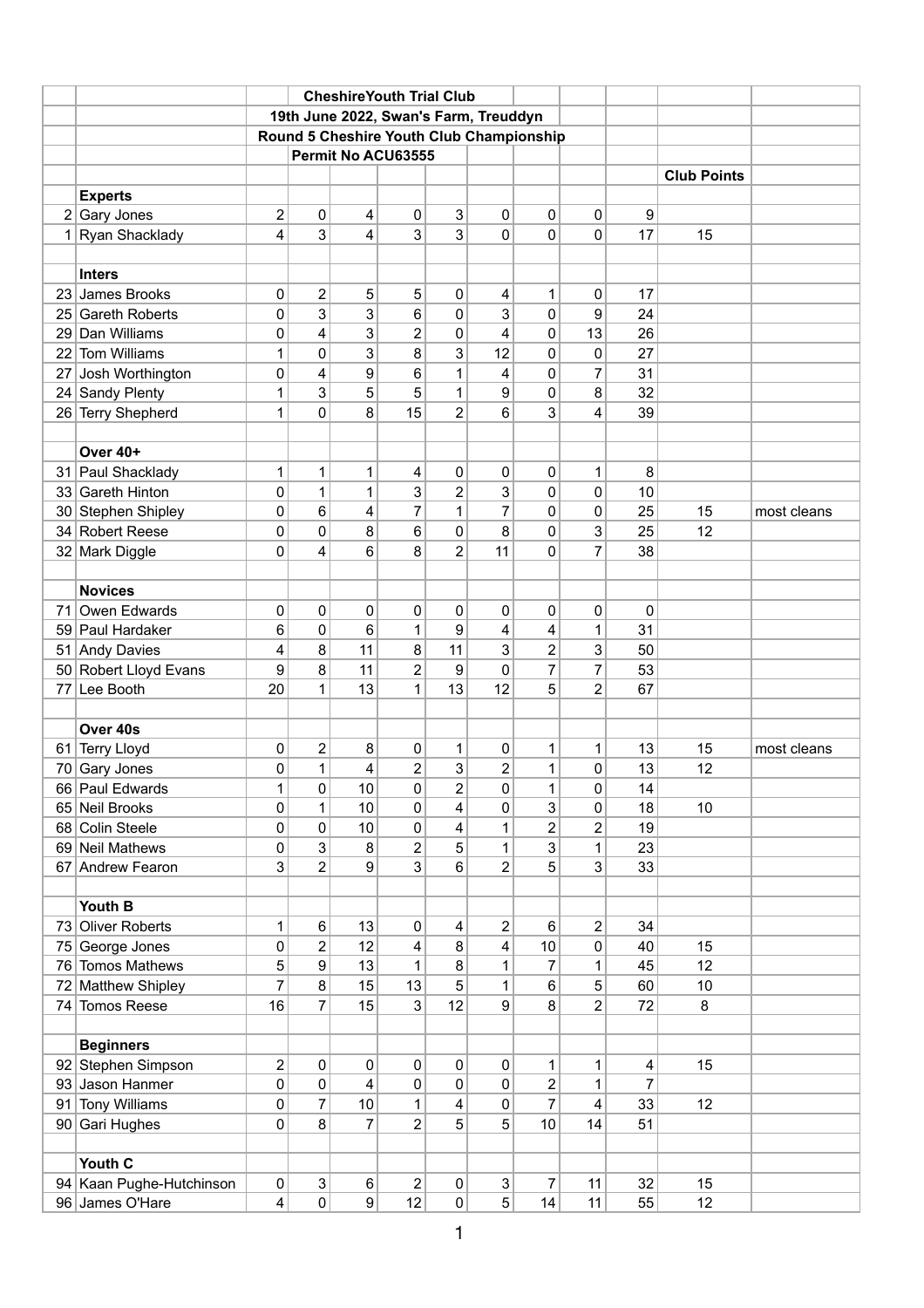| | | CheshireYouth Trial Club | | | | | | | | | |
|---|---|---|---|---|---|---|---|---|---|---|---|
| | | 19th June 2022, Swan's Farm, Treuddyn | | | | | | | | | |
| | | Round 5 Cheshire Youth Club Championship | | | | | | | | | |
| | | Permit No ACU63555 | | | | | | | | | |
| | | | | | | | | | | Club Points | |
| | **Experts** | | | | | | | | | | |
| 2 | Gary Jones | 2 | 0 | 4 | 0 | 3 | 0 | 0 | 0 | 9 | | |
| 1 | Ryan Shacklady | 4 | 3 | 4 | 3 | 3 | 0 | 0 | 0 | 17 | 15 | |
| | | | | | | | | | | | | |
| | **Inters** | | | | | | | | | | | |
| 23 | James Brooks | 0 | 2 | 5 | 5 | 0 | 4 | 1 | 0 | 17 | | |
| 25 | Gareth Roberts | 0 | 3 | 3 | 6 | 0 | 3 | 0 | 9 | 24 | | |
| 29 | Dan Williams | 0 | 4 | 3 | 2 | 0 | 4 | 0 | 13 | 26 | | |
| 22 | Tom Williams | 1 | 0 | 3 | 8 | 3 | 12 | 0 | 0 | 27 | | |
| 27 | Josh Worthington | 0 | 4 | 9 | 6 | 1 | 4 | 0 | 7 | 31 | | |
| 24 | Sandy Plenty | 1 | 3 | 5 | 5 | 1 | 9 | 0 | 8 | 32 | | |
| 26 | Terry Shepherd | 1 | 0 | 8 | 15 | 2 | 6 | 3 | 4 | 39 | | |
| | | | | | | | | | | | | |
| | **Over 40+** | | | | | | | | | | | |
| 31 | Paul Shacklady | 1 | 1 | 1 | 4 | 0 | 0 | 0 | 1 | 8 | | |
| 33 | Gareth Hinton | 0 | 1 | 1 | 3 | 2 | 3 | 0 | 0 | 10 | | |
| 30 | Stephen Shipley | 0 | 6 | 4 | 7 | 1 | 7 | 0 | 0 | 25 | 15 | most cleans |
| 34 | Robert Reese | 0 | 0 | 8 | 6 | 0 | 8 | 0 | 3 | 25 | 12 | |
| 32 | Mark Diggle | 0 | 4 | 6 | 8 | 2 | 11 | 0 | 7 | 38 | | |
| | | | | | | | | | | | | |
| | **Novices** | | | | | | | | | | | |
| 71 | Owen Edwards | 0 | 0 | 0 | 0 | 0 | 0 | 0 | 0 | 0 | | |
| 59 | Paul Hardaker | 6 | 0 | 6 | 1 | 9 | 4 | 4 | 1 | 31 | | |
| 51 | Andy Davies | 4 | 8 | 11 | 8 | 11 | 3 | 2 | 3 | 50 | | |
| 50 | Robert Lloyd Evans | 9 | 8 | 11 | 2 | 9 | 0 | 7 | 7 | 53 | | |
| 77 | Lee Booth | 20 | 1 | 13 | 1 | 13 | 12 | 5 | 2 | 67 | | |
| | | | | | | | | | | | | |
| | **Over 40s** | | | | | | | | | | | |
| 61 | Terry Lloyd | 0 | 2 | 8 | 0 | 1 | 0 | 1 | 1 | 13 | 15 | most cleans |
| 70 | Gary Jones | 0 | 1 | 4 | 2 | 3 | 2 | 1 | 0 | 13 | 12 | |
| 66 | Paul Edwards | 1 | 0 | 10 | 0 | 2 | 0 | 1 | 0 | 14 | | |
| 65 | Neil Brooks | 0 | 1 | 10 | 0 | 4 | 0 | 3 | 0 | 18 | 10 | |
| 68 | Colin Steele | 0 | 0 | 10 | 0 | 4 | 1 | 2 | 2 | 19 | | |
| 69 | Neil Mathews | 0 | 3 | 8 | 2 | 5 | 1 | 3 | 1 | 23 | | |
| 67 | Andrew Fearon | 3 | 2 | 9 | 3 | 6 | 2 | 5 | 3 | 33 | | |
| | | | | | | | | | | | | |
| | **Youth B** | | | | | | | | | | | |
| 73 | Oliver Roberts | 1 | 6 | 13 | 0 | 4 | 2 | 6 | 2 | 34 | | |
| 75 | George Jones | 0 | 2 | 12 | 4 | 8 | 4 | 10 | 0 | 40 | 15 | |
| 76 | Tomos Mathews | 5 | 9 | 13 | 1 | 8 | 1 | 7 | 1 | 45 | 12 | |
| 72 | Matthew Shipley | 7 | 8 | 15 | 13 | 5 | 1 | 6 | 5 | 60 | 10 | |
| 74 | Tomos Reese | 16 | 7 | 15 | 3 | 12 | 9 | 8 | 2 | 72 | 8 | |
| | | | | | | | | | | | | |
| | **Beginners** | | | | | | | | | | | |
| 92 | Stephen Simpson | 2 | 0 | 0 | 0 | 0 | 0 | 1 | 1 | 4 | 15 | |
| 93 | Jason Hanmer | 0 | 0 | 4 | 0 | 0 | 0 | 2 | 1 | 7 | | |
| 91 | Tony Williams | 0 | 7 | 10 | 1 | 4 | 0 | 7 | 4 | 33 | 12 | |
| 90 | Gari Hughes | 0 | 8 | 7 | 2 | 5 | 5 | 10 | 14 | 51 | | |
| | | | | | | | | | | | | |
| | **Youth C** | | | | | | | | | | | |
| 94 | Kaan Pughe-Hutchinson | 0 | 3 | 6 | 2 | 0 | 3 | 7 | 11 | 32 | 15 | |
| 96 | James O'Hare | 4 | 0 | 9 | 12 | 0 | 5 | 14 | 11 | 55 | 12 | |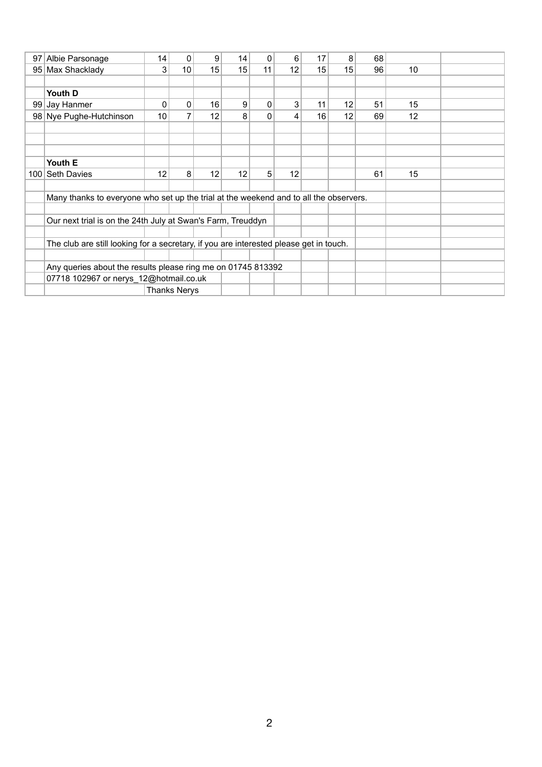| | | | | | | | | | | | | |
|---|---|---|---|---|---|---|---|---|---|---|---|---|
| 97 | Albie Parsonage | 14 | 0 | 9 | 14 | 0 | 6 | 17 | 8 | 68 | | |
| 95 | Max Shacklady | 3 | 10 | 15 | 15 | 11 | 12 | 15 | 15 | 96 | 10 | |
| | | | | | | | | | | | | |
| | **Youth D** | | | | | | | | | | | |
| 99 | Jay Hanmer | 0 | 0 | 16 | 9 | 0 | 3 | 11 | 12 | 51 | 15 | |
| 98 | Nye Pughe-Hutchinson | 10 | 7 | 12 | 8 | 0 | 4 | 16 | 12 | 69 | 12 | |
| | | | | | | | | | | | | |
| | | | | | | | | | | | | |
| | | | | | | | | | | | | |
| | **Youth E** | | | | | | | | | | | |
| 100 | Seth Davies | 12 | 8 | 12 | 12 | 5 | 12 | | | 61 | 15 | |

Many thanks to everyone who set up the trial at the weekend and to all the observers.

Our next trial is on the 24th July at Swan's Farm, Treuddyn

The club are still looking for a secretary, if you are interested please get in touch.

Any queries about the results please ring me on 01745 813392
07718 102967 or nerys_12@hotmail.co.uk

Thanks Nerys